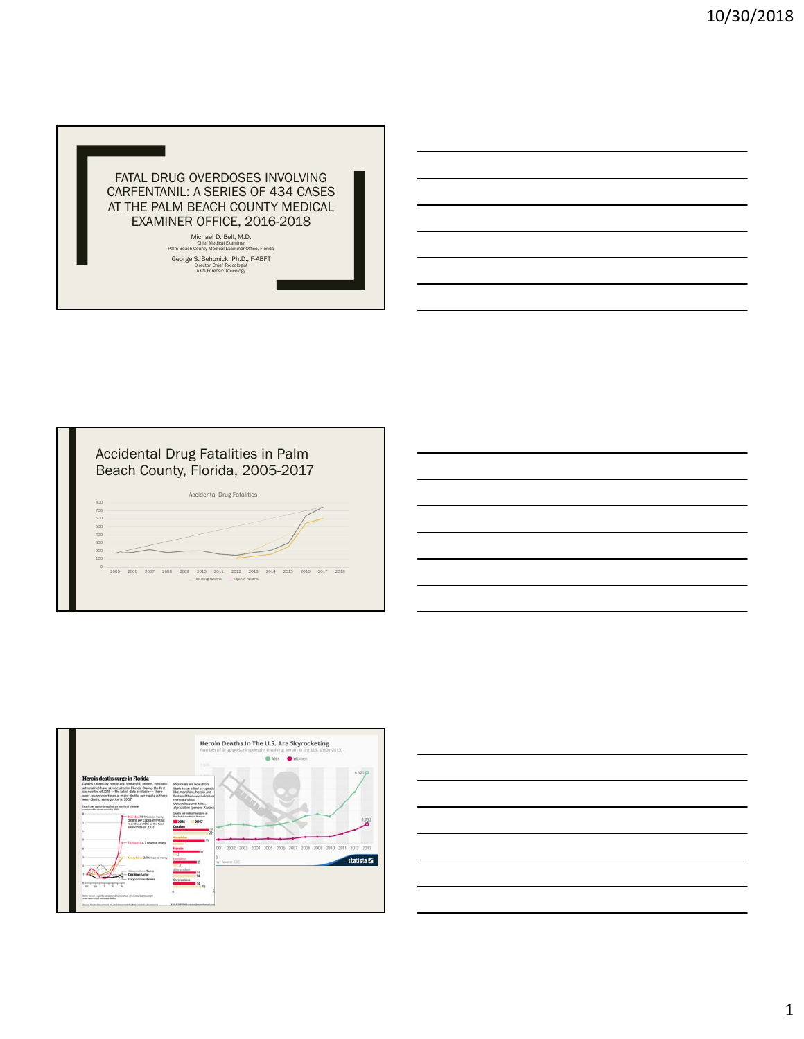# FATAL DRUG OVERDOSES INVOLVING CARFENTANIL: A SERIES OF 434 CASES AT THE PALM BEACH COUNTY MEDICAL EXAMINER OFFICE, 2016-2018

Michael D. Bell, M.D.
Chief Medical Examiner
Palm Beach County Medical Examiner Office, Florida

George S. Behonick, Ph.D., F-ABFT
Director, Chief Toxicologist
AXIS Forensic Toxicology

## Accidental Drug Fatalities in Palm Beach County, Florida, 2005-2017

Accidental Drug Fatalities

— All drug deaths — Opioid deaths

## Heroin deaths surge in Florida

Heroin Deaths In The U.S. Are Skyrocketing

Number of drug-poisoning deaths involving heroin in the U.S. (2000-2013)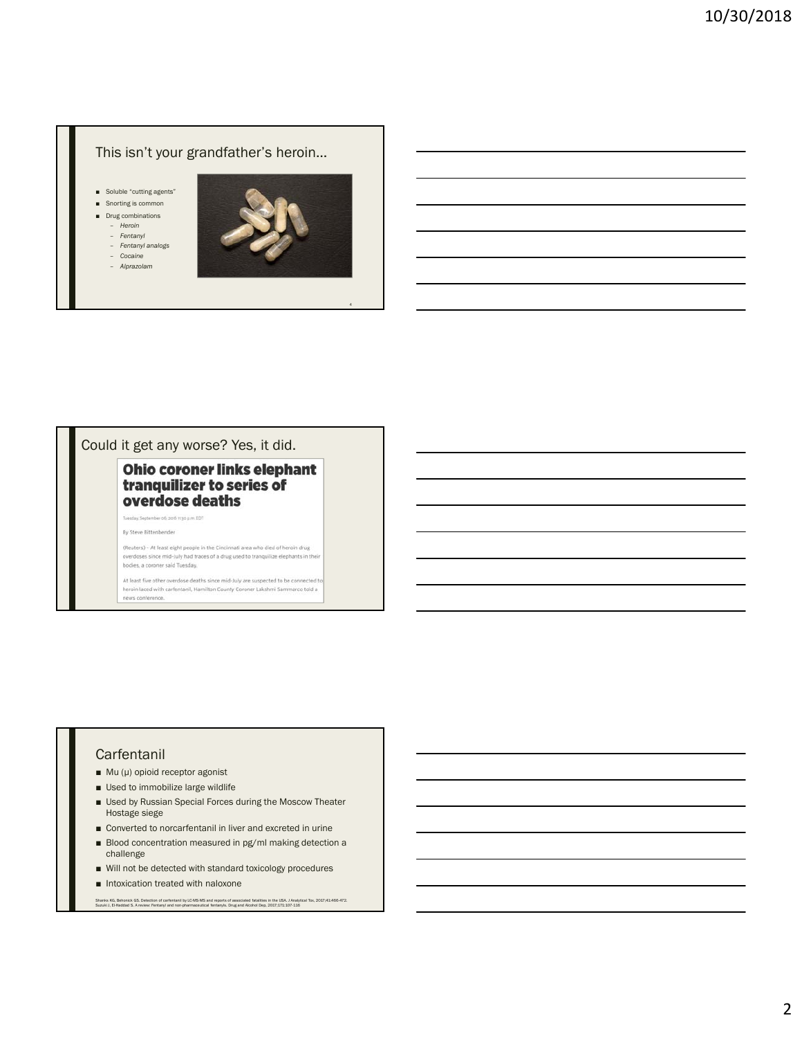## This isn't your grandfather's heroin…

- Soluble "cutting agents"
- Snorting is common
- Drug combinations
  - *Heroin*
  - *Fentanyl*
  - *Fentanyl analogs*
  - *Cocaine*
  - *Alprazolam*

## Could it get any worse? Yes, it did.

**Ohio coroner links elephant tranquilizer to series of overdose deaths**

Tuesday, September 06, 2016 11:30 p.m. EDT

By Steve Bittenbender

(Reuters) - At least eight people in the Cincinnati area who died of heroin drug overdoses since mid-July had traces of a drug used to tranquilize elephants in their bodies, a coroner said Tuesday.

At least five other overdose deaths since mid-July are suspected to be connected to heroin laced with carfentanil, Hamilton County Coroner Lakshmi Sammarco told a news conference.

## Carfentanil

- Mu (μ) opioid receptor agonist
- Used to immobilize large wildlife
- Used by Russian Special Forces during the Moscow Theater Hostage siege
- Converted to norcarfentanil in liver and excreted in urine
- Blood concentration measured in pg/ml making detection a challenge
- Will not be detected with standard toxicology procedures
- Intoxication treated with naloxone

Shanks KG, Behonick GS. Detection of carfentanil by LC-MS-MS and reports of associated fatalities in the USA. J Analytical Tox, 2017;41:466-472.
Suzuki J, El-Haddad S. A review: Fentanyl and non-pharmaceutical fentanyls. Drug and Alcohol Dep, 2017;171:107-116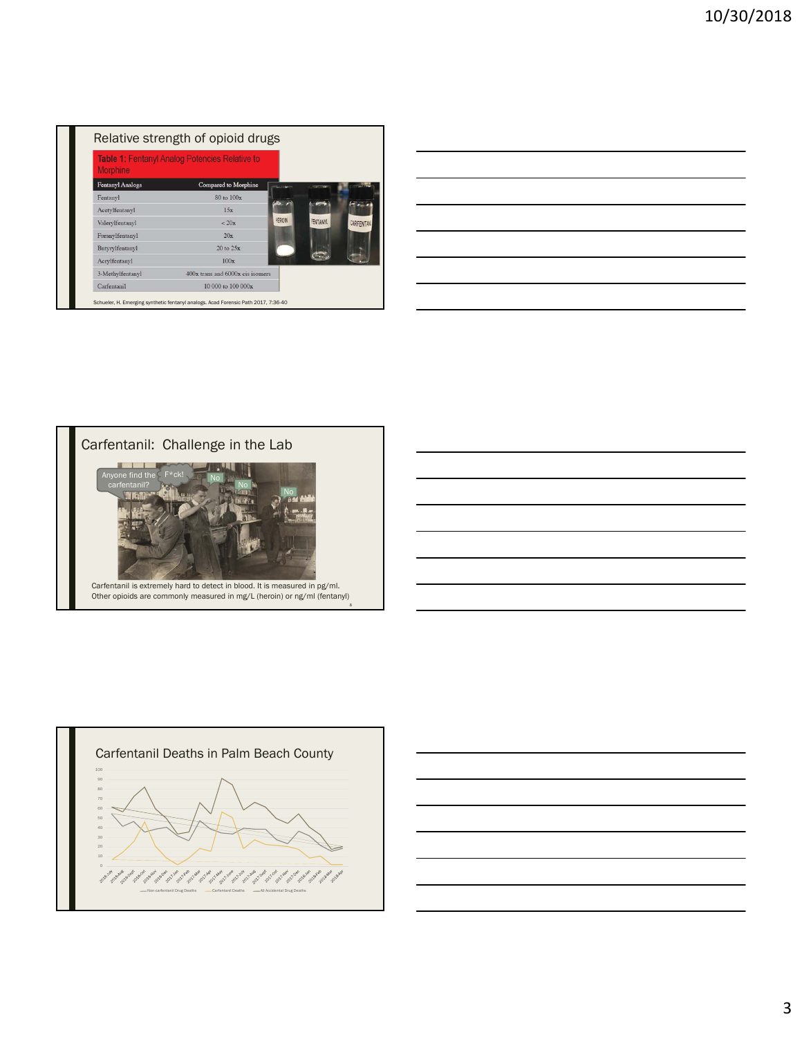## Relative strength of opioid drugs

**Table 1:** Fentanyl Analog Potencies Relative to Morphine

| Fentanyl Analogs | Compared to Morphine |
|---|---|
| Fentanyl | 80 to 100x |
| Acetylfentanyl | 15x |
| Valerylfentanyl | < 20x |
| Furanylfentanyl | 20x |
| Butyrylfentanyl | 20 to 25x |
| Acrylfentanyl | 100x |
| 3-Methylfentanyl | 400x trans and 6000x cis isomers |
| Carfentanil | 10 000 to 100 000x |

Schueler, H. Emerging synthetic fentanyl analogs. Acad Forensic Path 2017, 7:36-40

## Carfentanil: Challenge in the Lab

Carfentanil is extremely hard to detect in blood. It is measured in pg/ml. Other opioids are commonly measured in mg/L (heroin) or ng/ml (fentanyl)

## Carfentanil Deaths in Palm Beach County

— Non-carfentanil Drug Deaths — Carfentanil Deaths — All Accidental Drug Deaths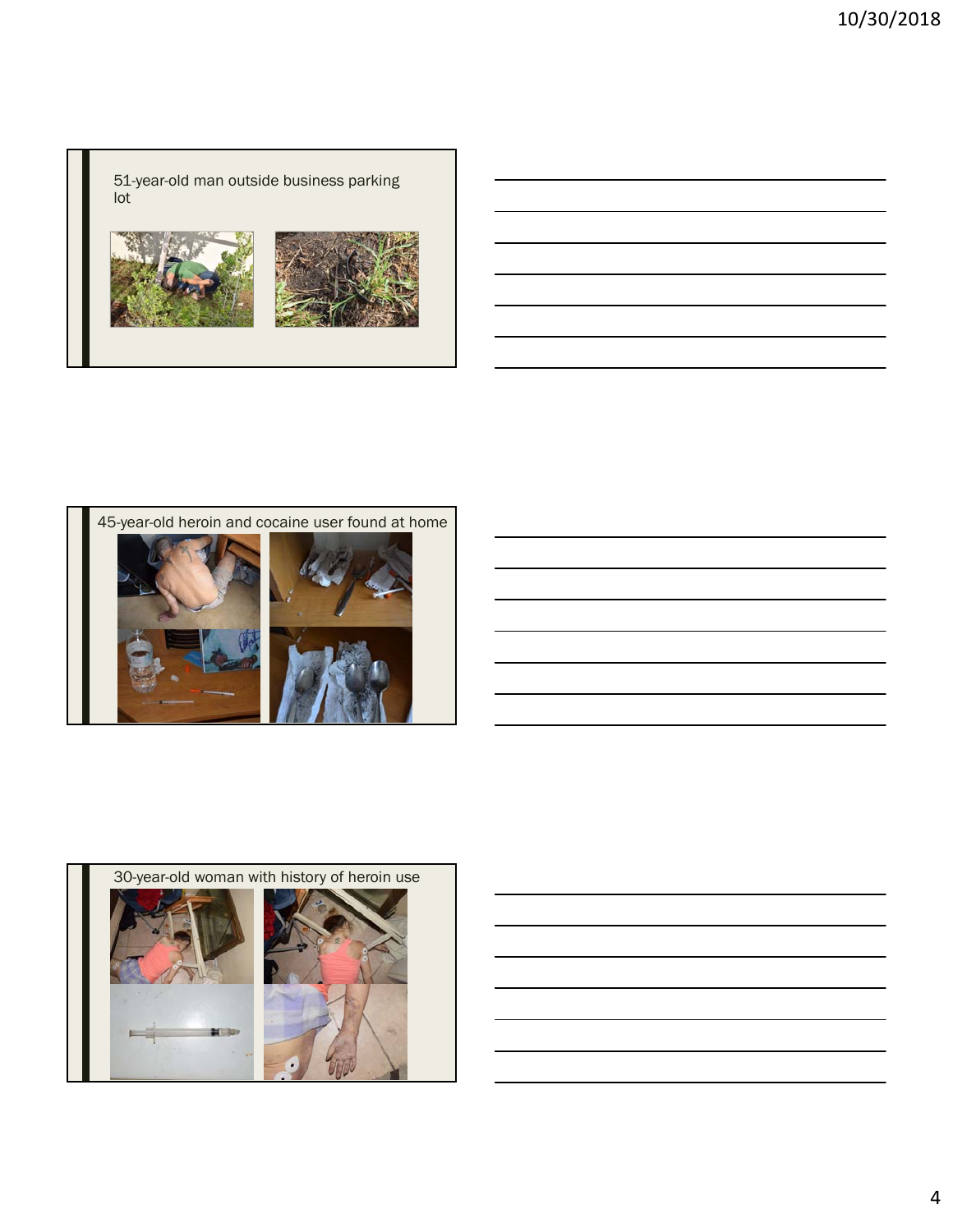51-year-old man outside business parking lot

45-year-old heroin and cocaine user found at home

30-year-old woman with history of heroin use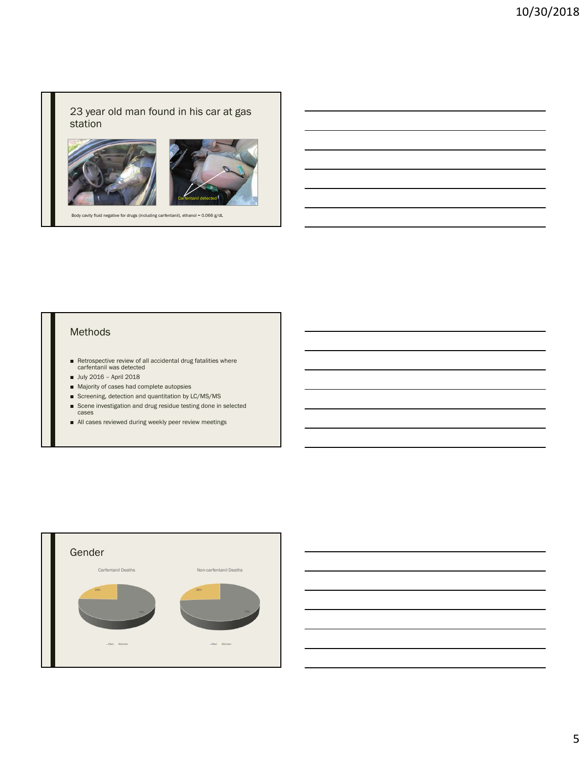## 23 year old man found in his car at gas station

Carfentanil detected

Body cavity fluid negative for drugs (including carfentanil), ethanol = 0.066 g/dL

## Methods

- Retrospective review of all accidental drug fatalities where carfentanil was detected
- July 2016 – April 2018
- Majority of cases had complete autopsies
- Screening, detection and quantitation by LC/MS/MS
- Scene investigation and drug residue testing done in selected cases
- All cases reviewed during weekly peer review meetings

## Gender

Carfentanil Deaths

24%

76%

Men Women

Non-carfentanil Deaths

26%

74%

Men Women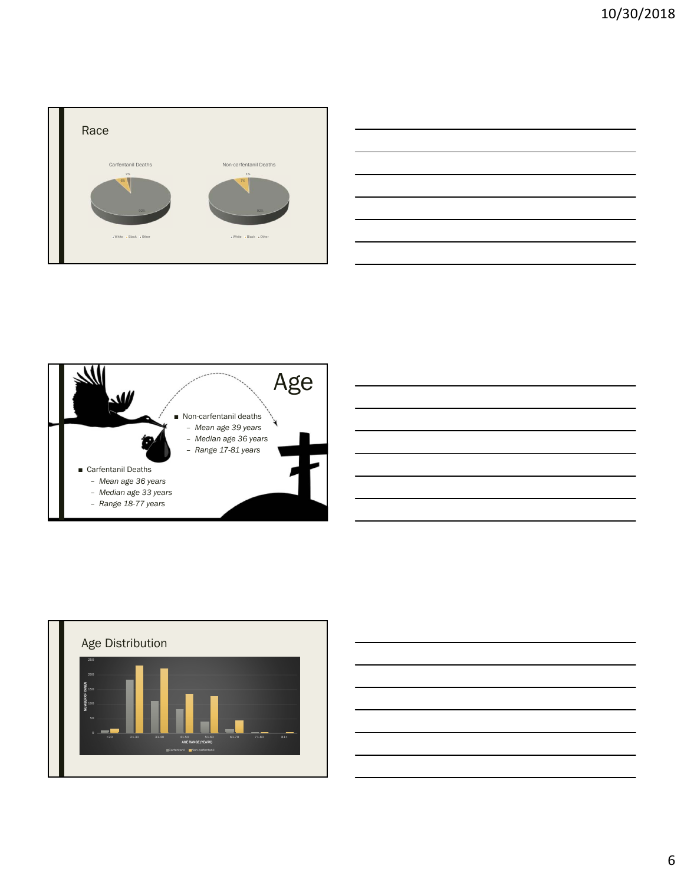## Race

Carfentanil Deaths

2%

6%

92%

• White • Black • Other

Non-carfentanil Deaths

1%

7%

92%

• White • Black • Other

## Age

- Non-carfentanil deaths
  - *Mean age 39 years*
  - *Median age 36 years*
  - *Range 17-81 years*
- Carfentanil Deaths
  - *Mean age 36 years*
  - *Median age 33 years*
  - *Range 18-77 years*

## Age Distribution

NUMBER OF CASES

250, 200, 150, 100, 50, 0

AGE RANGE (YEARS)

<20, 21-30, 31-40, 41-50, 51-60, 61-70, 71-80, 81+

■ Carfentanil ■ Non-carfentanil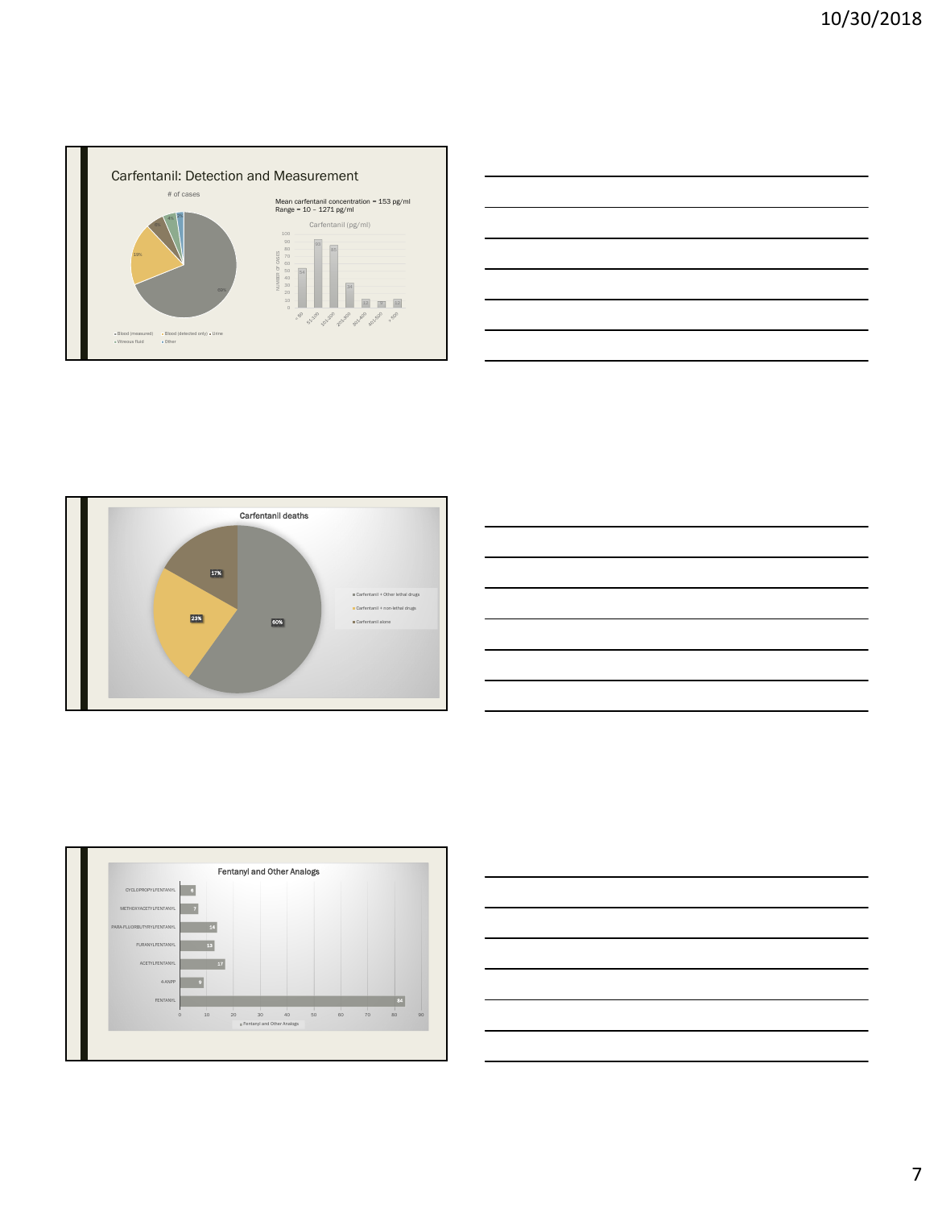## Carfentanil: Detection and Measurement

# of cases

- Blood (measured)
- Blood (detected only)
- Urine
- Vitreous fluid
- Other

Mean carfentanil concentration = 153 pg/ml
Range = 10 – 1271 pg/ml

Carfentanil (pg/ml)

| Range | < 50 | 51-100 | 101-200 | 201-300 | 301-400 | 401-500 | > 500 |
|---|---|---|---|---|---|---|---|
| Number of cases | 54 | 93 | 85 | 34 | 12 | 9 | 12 |

---

Carfentanil deaths

- Carfentanil + Other lethal drugs: 60%
- Carfentanil + non-lethal drugs: 23%
- Carfentanil alone: 17%

---

Fentanyl and Other Analogs

| Analog | Cases |
|---|---|
| CYCLOPROPYLFENTANYL | 6 |
| METHOXYACETYLFENTANYL | 7 |
| PARA-FLUOROBUTYRYLFENTANYL | 14 |
| FURANYLFENTANYL | 13 |
| ACETYLFENTANYL | 17 |
| 4-ANPP | 9 |
| FENTANYL | 84 |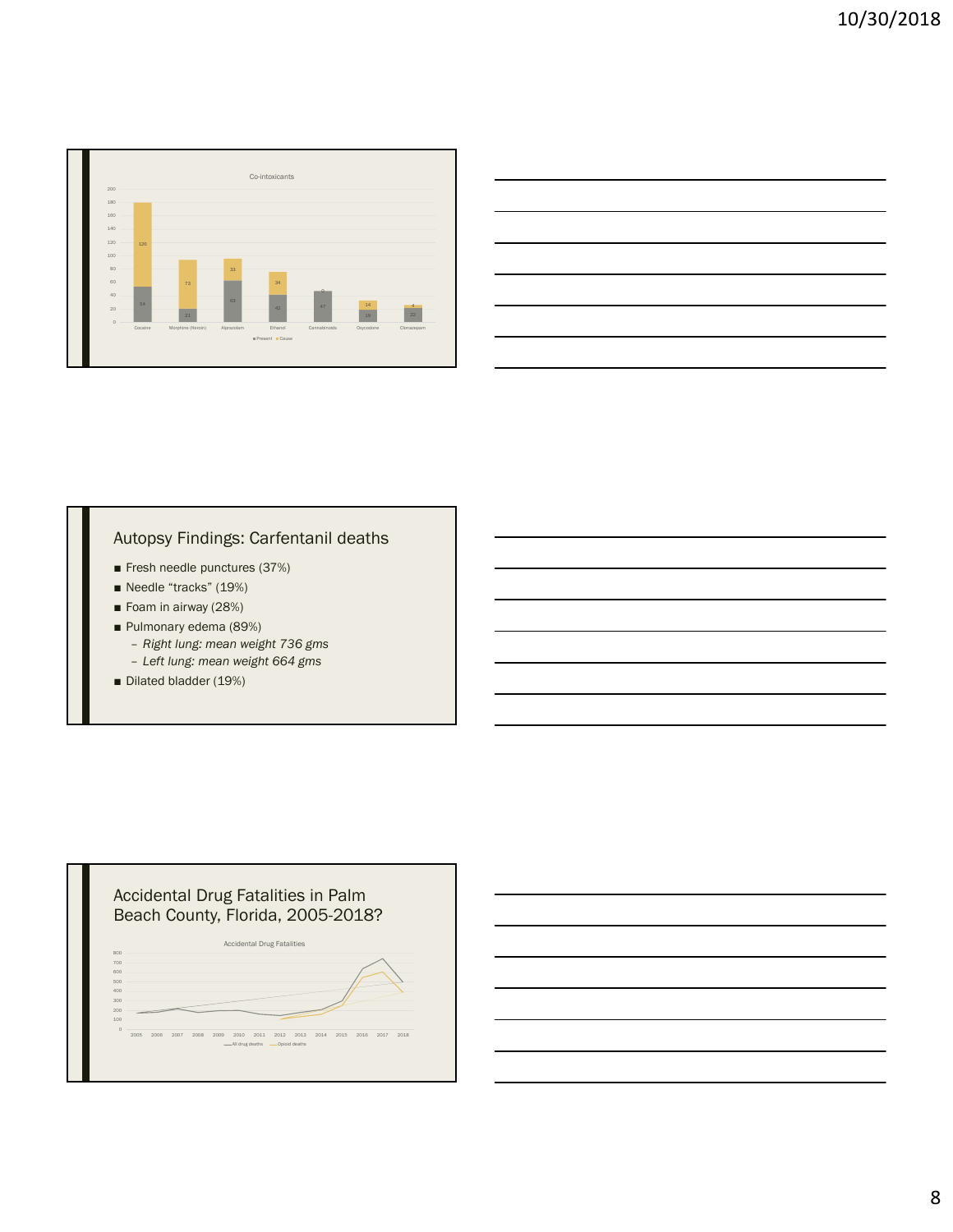Co-intoxicants

| | Cocaine | Morphine (Heroin) | Alprazolam | Ethanol | Cannabinoids | Oxycodone | Clonazepam |
|---|---|---|---|---|---|---|---|
| Present | 54 | 21 | 63 | 42 | 47 | 19 | 22 |
| Cause | 126 | 73 | 33 | 34 | 0 | 14 | 4 |

## Autopsy Findings: Carfentanil deaths

- Fresh needle punctures (37%)
- Needle "tracks" (19%)
- Foam in airway (28%)
- Pulmonary edema (89%)
  - *Right lung: mean weight 736 gms*
  - *Left lung: mean weight 664 gms*
- Dilated bladder (19%)

## Accidental Drug Fatalities in Palm Beach County, Florida, 2005-2018?

Accidental Drug Fatalities

All drug deaths — Opioid deaths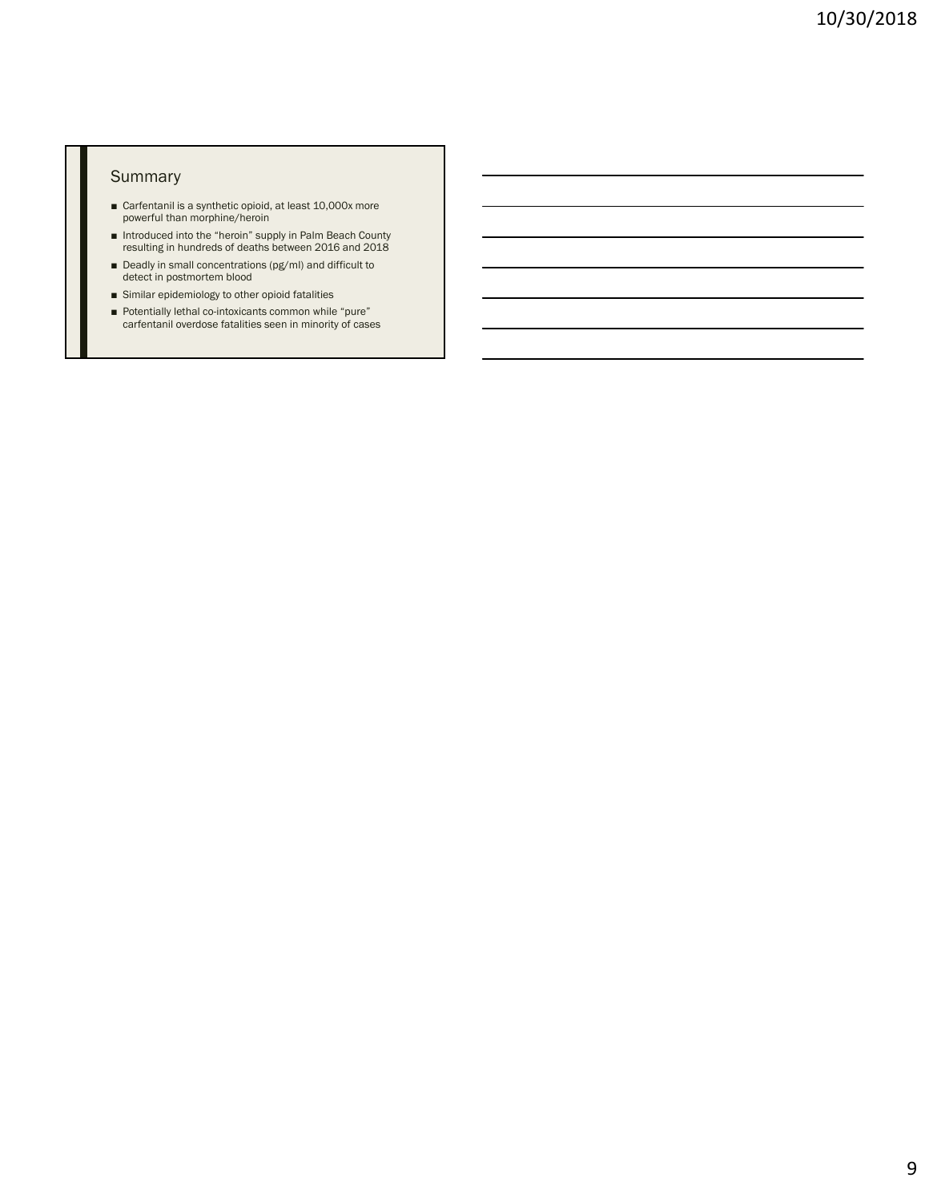## Summary

- Carfentanil is a synthetic opioid, at least 10,000x more powerful than morphine/heroin
- Introduced into the "heroin" supply in Palm Beach County resulting in hundreds of deaths between 2016 and 2018
- Deadly in small concentrations (pg/ml) and difficult to detect in postmortem blood
- Similar epidemiology to other opioid fatalities
- Potentially lethal co-intoxicants common while "pure" carfentanil overdose fatalities seen in minority of cases